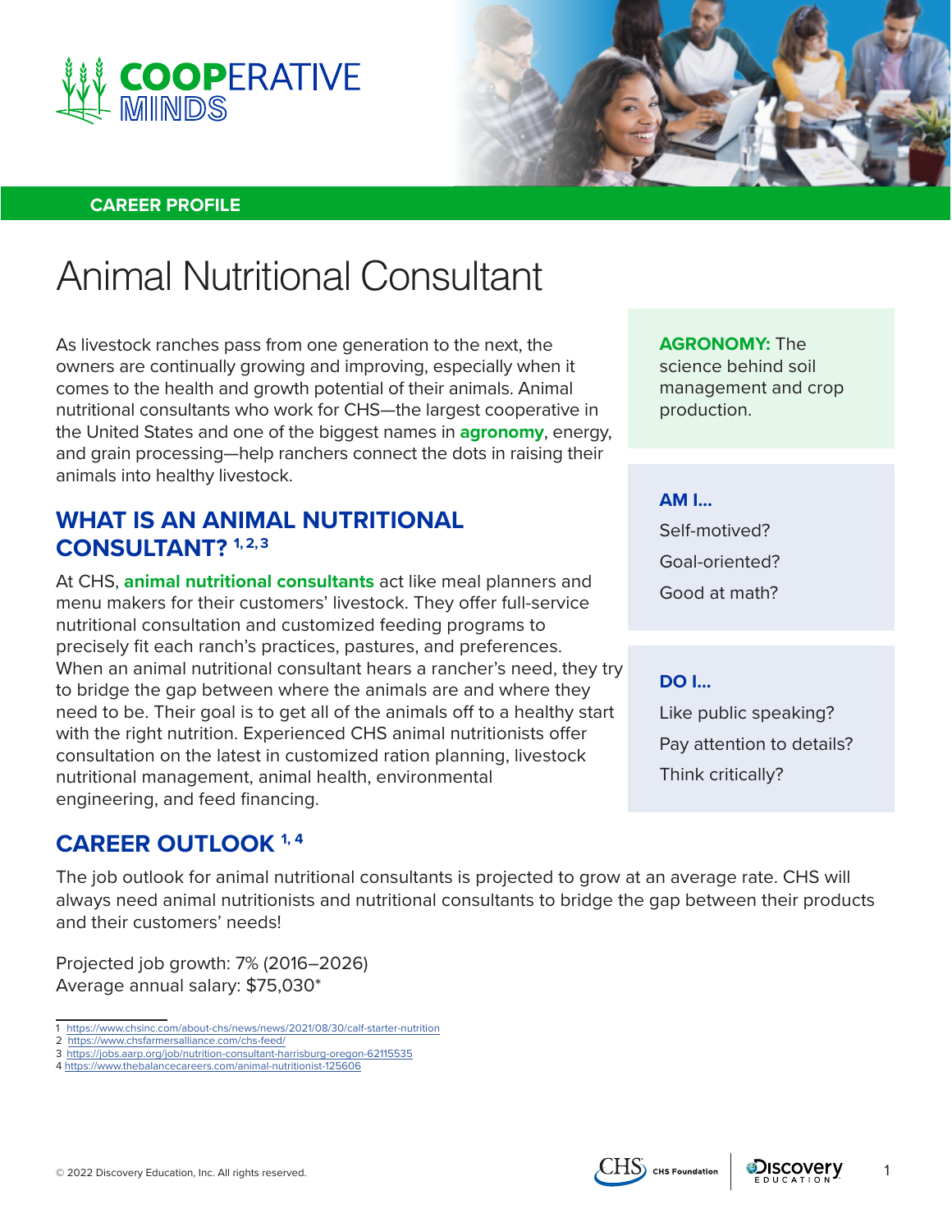**COOPERATIVE MINDS**

CAREER PROFILE

# Animal Nutritional Consultant

As livestock ranches pass from one generation to the next, the owners are continually growing and improving, especially when it comes to the health and growth potential of their animals. Animal nutritional consultants who work for CHS—the largest cooperative in the United States and one of the biggest names in **agronomy**, energy, and grain processing—help ranchers connect the dots in raising their animals into healthy livestock.

## WHAT IS AN ANIMAL NUTRITIONAL CONSULTANT? [1, 2, 3]

At CHS, **animal nutritional consultants** act like meal planners and menu makers for their customers' livestock. They offer full-service nutritional consultation and customized feeding programs to precisely fit each ranch's practices, pastures, and preferences. When an animal nutritional consultant hears a rancher's need, they try to bridge the gap between where the animals are and where they need to be. Their goal is to get all of the animals off to a healthy start with the right nutrition. Experienced CHS animal nutritionists offer consultation on the latest in customized ration planning, livestock nutritional management, animal health, environmental engineering, and feed financing.

**AGRONOMY:** The science behind soil management and crop production.

**AM I...**

Self-motived?

Goal-oriented?

Good at math?

**DO I...**

Like public speaking?

Pay attention to details?

Think critically?

## CAREER OUTLOOK [1, 4]

The job outlook for animal nutritional consultants is projected to grow at an average rate. CHS will always need animal nutritionists and nutritional consultants to bridge the gap between their products and their customers' needs!

Projected job growth: 7% (2016–2026)
Average annual salary: $75,030*

1 https://www.chsinc.com/about-chs/news/news/2021/08/30/calf-starter-nutrition
2 https://www.chsfarmersalliance.com/chs-feed/
3 https://jobs.aarp.org/job/nutrition-consultant-harrisburg-oregon-62115535
4 https://www.thebalancecareers.com/animal-nutritionist-125606

© 2022 Discovery Education, Inc. All rights reserved.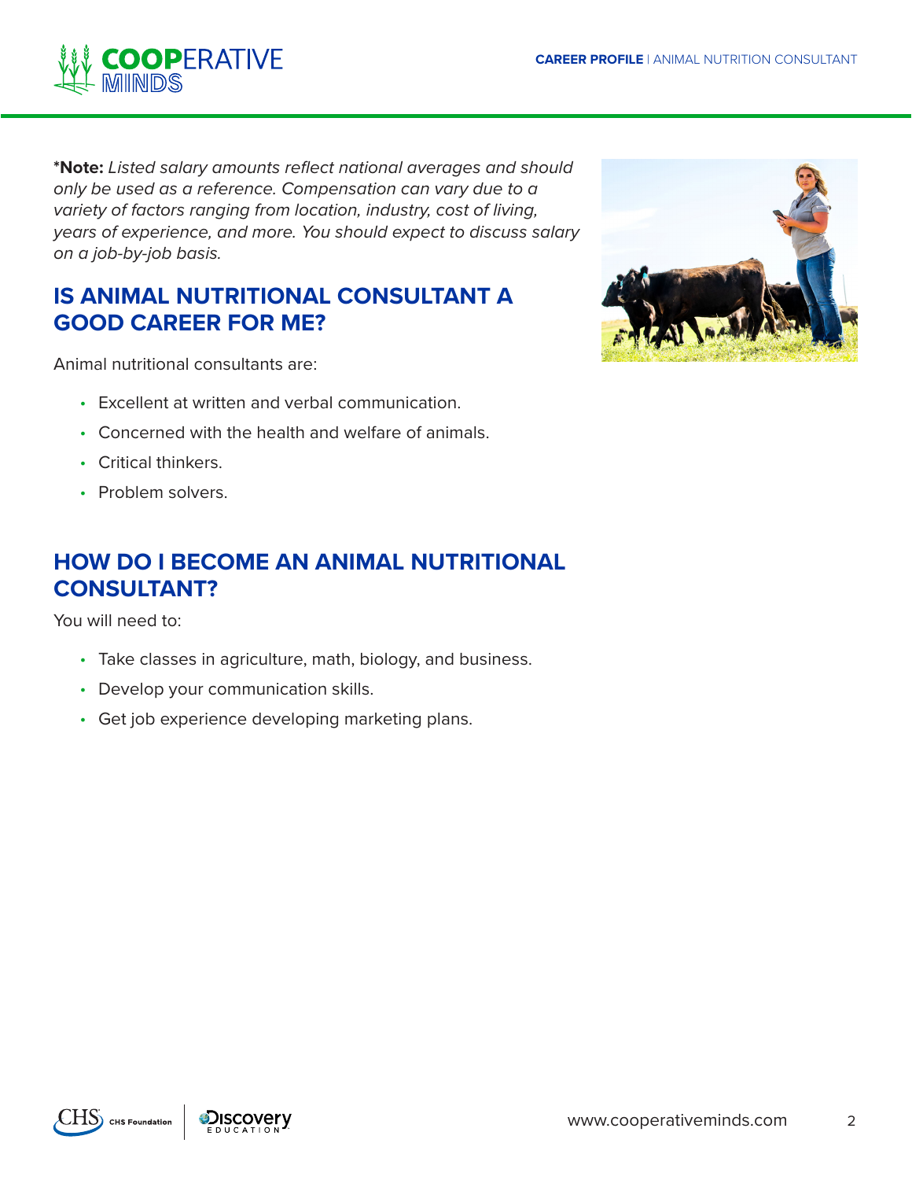***Note:** *Listed salary amounts reflect national averages and should only be used as a reference. Compensation can vary due to a variety of factors ranging from location, industry, cost of living, years of experience, and more. You should expect to discuss salary on a job-by-job basis.*

## IS ANIMAL NUTRITIONAL CONSULTANT A GOOD CAREER FOR ME?

Animal nutritional consultants are:

- Excellent at written and verbal communication.
- Concerned with the health and welfare of animals.
- Critical thinkers.
- Problem solvers.

## HOW DO I BECOME AN ANIMAL NUTRITIONAL CONSULTANT?

You will need to:

- Take classes in agriculture, math, biology, and business.
- Develop your communication skills.
- Get job experience developing marketing plans.